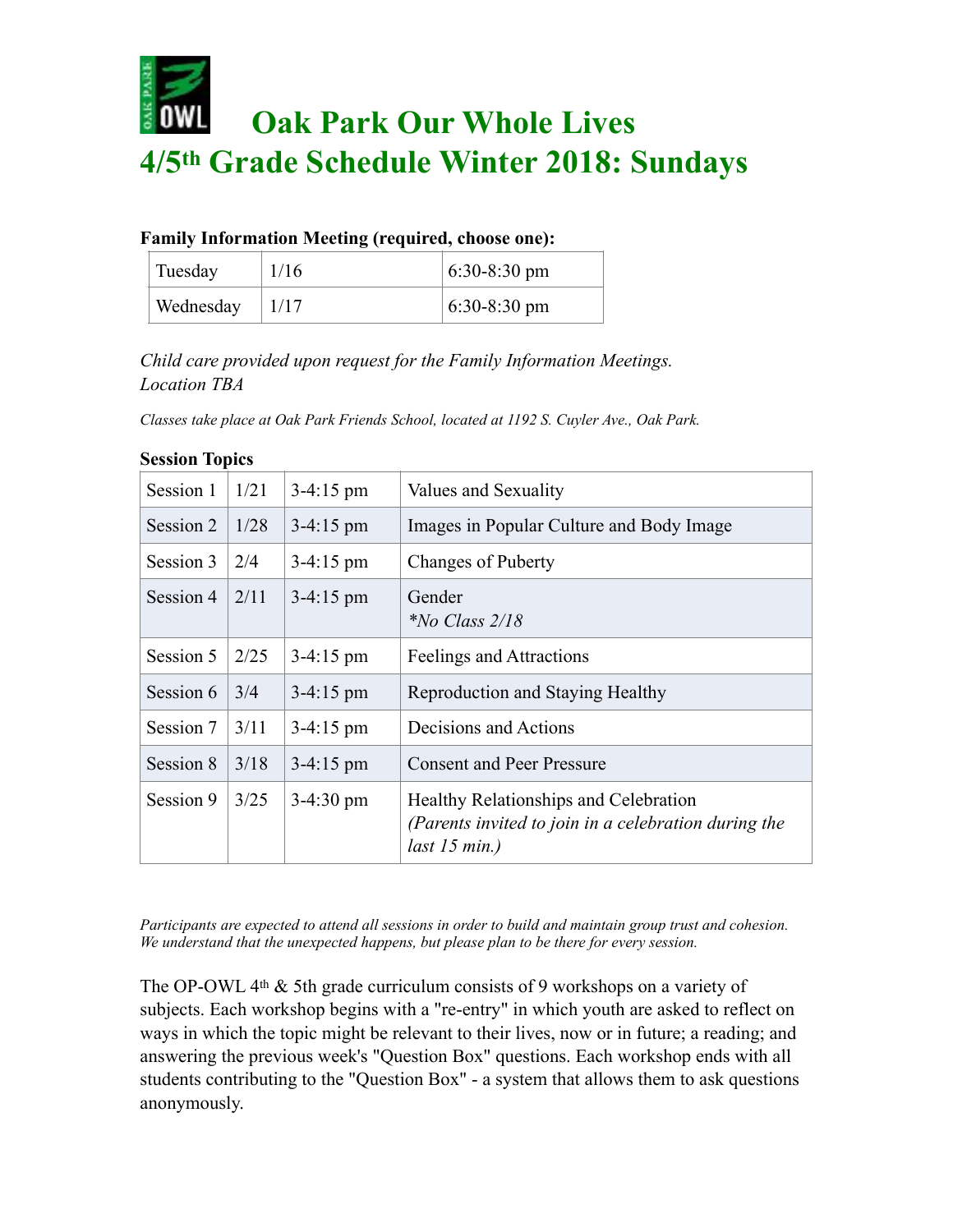# Oak Park Our Whole Lives
# 4/5th Grade Schedule Winter 2018: Sundays

**Family Information Meeting (required, choose one):**

| | | |
|---|---|---|
| Tuesday | 1/16 | 6:30-8:30 pm |
| Wednesday | 1/17 | 6:30-8:30 pm |

*Child care provided upon request for the Family Information Meetings.*
*Location TBA*

*Classes take place at Oak Park Friends School, located at 1192 S. Cuyler Ave., Oak Park.*

**Session Topics**

| | | | |
|---|---|---|---|
| Session 1 | 1/21 | 3-4:15 pm | Values and Sexuality |
| Session 2 | 1/28 | 3-4:15 pm | Images in Popular Culture and Body Image |
| Session 3 | 2/4 | 3-4:15 pm | Changes of Puberty |
| Session 4 | 2/11 | 3-4:15 pm | Gender *\*No Class 2/18* |
| Session 5 | 2/25 | 3-4:15 pm | Feelings and Attractions |
| Session 6 | 3/4 | 3-4:15 pm | Reproduction and Staying Healthy |
| Session 7 | 3/11 | 3-4:15 pm | Decisions and Actions |
| Session 8 | 3/18 | 3-4:15 pm | Consent and Peer Pressure |
| Session 9 | 3/25 | 3-4:30 pm | Healthy Relationships and Celebration *(Parents invited to join in a celebration during the last 15 min.)* |

*Participants are expected to attend all sessions in order to build and maintain group trust and cohesion. We understand that the unexpected happens, but please plan to be there for every session.*

The OP-OWL 4th & 5th grade curriculum consists of 9 workshops on a variety of subjects. Each workshop begins with a "re-entry" in which youth are asked to reflect on ways in which the topic might be relevant to their lives, now or in future; a reading; and answering the previous week's "Question Box" questions. Each workshop ends with all students contributing to the "Question Box" - a system that allows them to ask questions anonymously.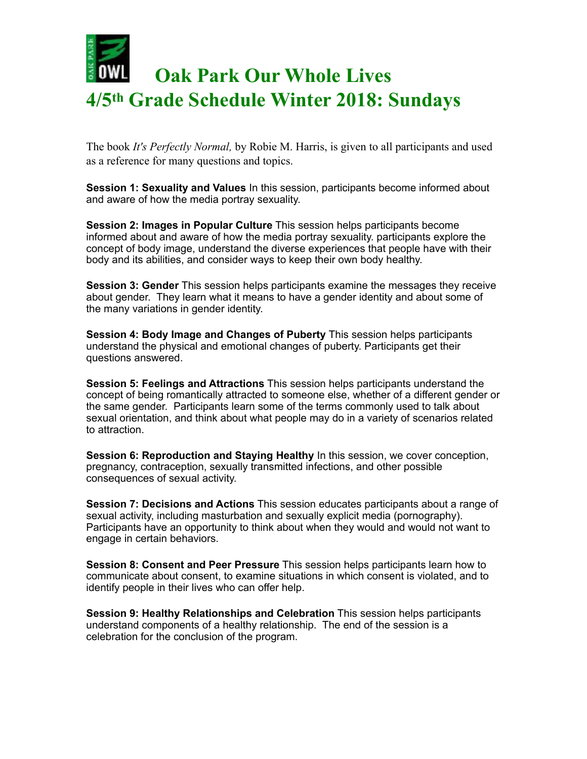# Oak Park Our Whole Lives
# 4/5th Grade Schedule Winter 2018: Sundays

The book *It's Perfectly Normal,* by Robie M. Harris, is given to all participants and used as a reference for many questions and topics.

**Session 1: Sexuality and Values** In this session, participants become informed about and aware of how the media portray sexuality.

**Session 2: Images in Popular Culture** This session helps participants become informed about and aware of how the media portray sexuality. participants explore the concept of body image, understand the diverse experiences that people have with their body and its abilities, and consider ways to keep their own body healthy.

**Session 3: Gender** This session helps participants examine the messages they receive about gender. They learn what it means to have a gender identity and about some of the many variations in gender identity.

**Session 4: Body Image and Changes of Puberty** This session helps participants understand the physical and emotional changes of puberty. Participants get their questions answered.

**Session 5: Feelings and Attractions** This session helps participants understand the concept of being romantically attracted to someone else, whether of a different gender or the same gender. Participants learn some of the terms commonly used to talk about sexual orientation, and think about what people may do in a variety of scenarios related to attraction.

**Session 6: Reproduction and Staying Healthy** In this session, we cover conception, pregnancy, contraception, sexually transmitted infections, and other possible consequences of sexual activity.

**Session 7: Decisions and Actions** This session educates participants about a range of sexual activity, including masturbation and sexually explicit media (pornography). Participants have an opportunity to think about when they would and would not want to engage in certain behaviors.

**Session 8: Consent and Peer Pressure** This session helps participants learn how to communicate about consent, to examine situations in which consent is violated, and to identify people in their lives who can offer help.

**Session 9: Healthy Relationships and Celebration** This session helps participants understand components of a healthy relationship. The end of the session is a celebration for the conclusion of the program.